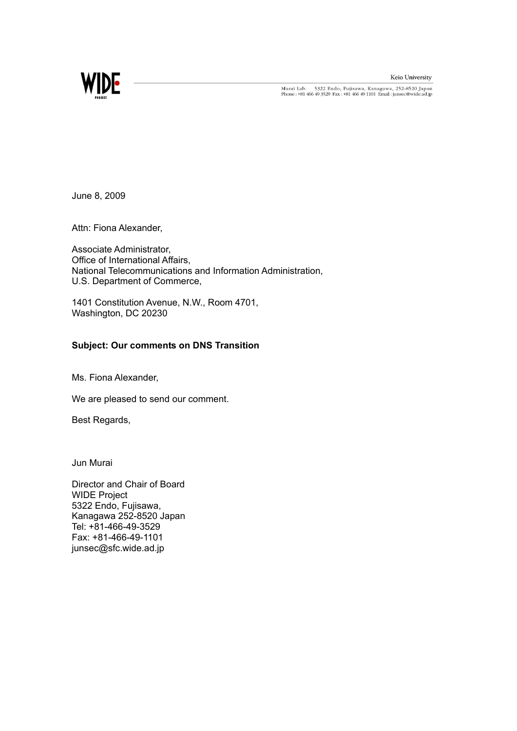WIDE PROJECT

Keio University

Murai Lab. 5322 Endo, Fujisawa, Kanagawa, 252-8520 Japan
Phone : +81 466 49 3529 Fax : +81 466 49 1101 Email : junsec@wide.ad.jp

June 8, 2009

Attn: Fiona Alexander,

Associate Administrator,
Office of International Affairs,
National Telecommunications and Information Administration,
U.S. Department of Commerce,

1401 Constitution Avenue, N.W., Room 4701,
Washington, DC 20230

**Subject: Our comments on DNS Transition**

Ms. Fiona Alexander,

We are pleased to send our comment.

Best Regards,

Jun Murai

Director and Chair of Board
WIDE Project
5322 Endo, Fujisawa,
Kanagawa 252-8520 Japan
Tel: +81-466-49-3529
Fax: +81-466-49-1101
junsec@sfc.wide.ad.jp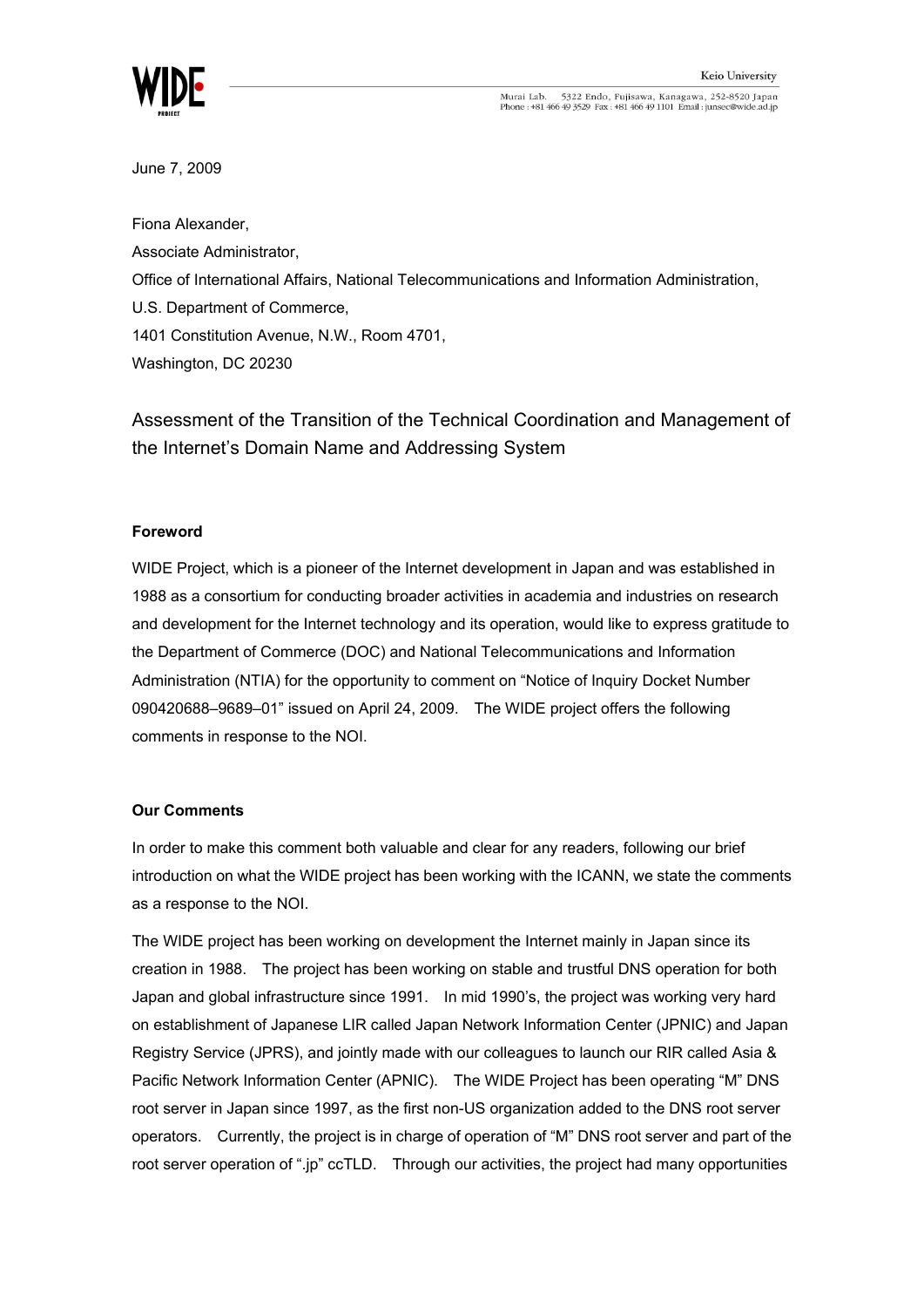June 7, 2009

Fiona Alexander,

Associate Administrator,

Office of International Affairs, National Telecommunications and Information Administration,

U.S. Department of Commerce,

1401 Constitution Avenue, N.W., Room 4701,

Washington, DC 20230

## Assessment of the Transition of the Technical Coordination and Management of the Internet's Domain Name and Addressing System

### Foreword

WIDE Project, which is a pioneer of the Internet development in Japan and was established in 1988 as a consortium for conducting broader activities in academia and industries on research and development for the Internet technology and its operation, would like to express gratitude to the Department of Commerce (DOC) and National Telecommunications and Information Administration (NTIA) for the opportunity to comment on "Notice of Inquiry Docket Number 090420688–9689–01" issued on April 24, 2009. The WIDE project offers the following comments in response to the NOI.

### Our Comments

In order to make this comment both valuable and clear for any readers, following our brief introduction on what the WIDE project has been working with the ICANN, we state the comments as a response to the NOI.

The WIDE project has been working on development the Internet mainly in Japan since its creation in 1988. The project has been working on stable and trustful DNS operation for both Japan and global infrastructure since 1991. In mid 1990's, the project was working very hard on establishment of Japanese LIR called Japan Network Information Center (JPNIC) and Japan Registry Service (JPRS), and jointly made with our colleagues to launch our RIR called Asia & Pacific Network Information Center (APNIC). The WIDE Project has been operating "M" DNS root server in Japan since 1997, as the first non-US organization added to the DNS root server operators. Currently, the project is in charge of operation of "M" DNS root server and part of the root server operation of ".jp" ccTLD. Through our activities, the project had many opportunities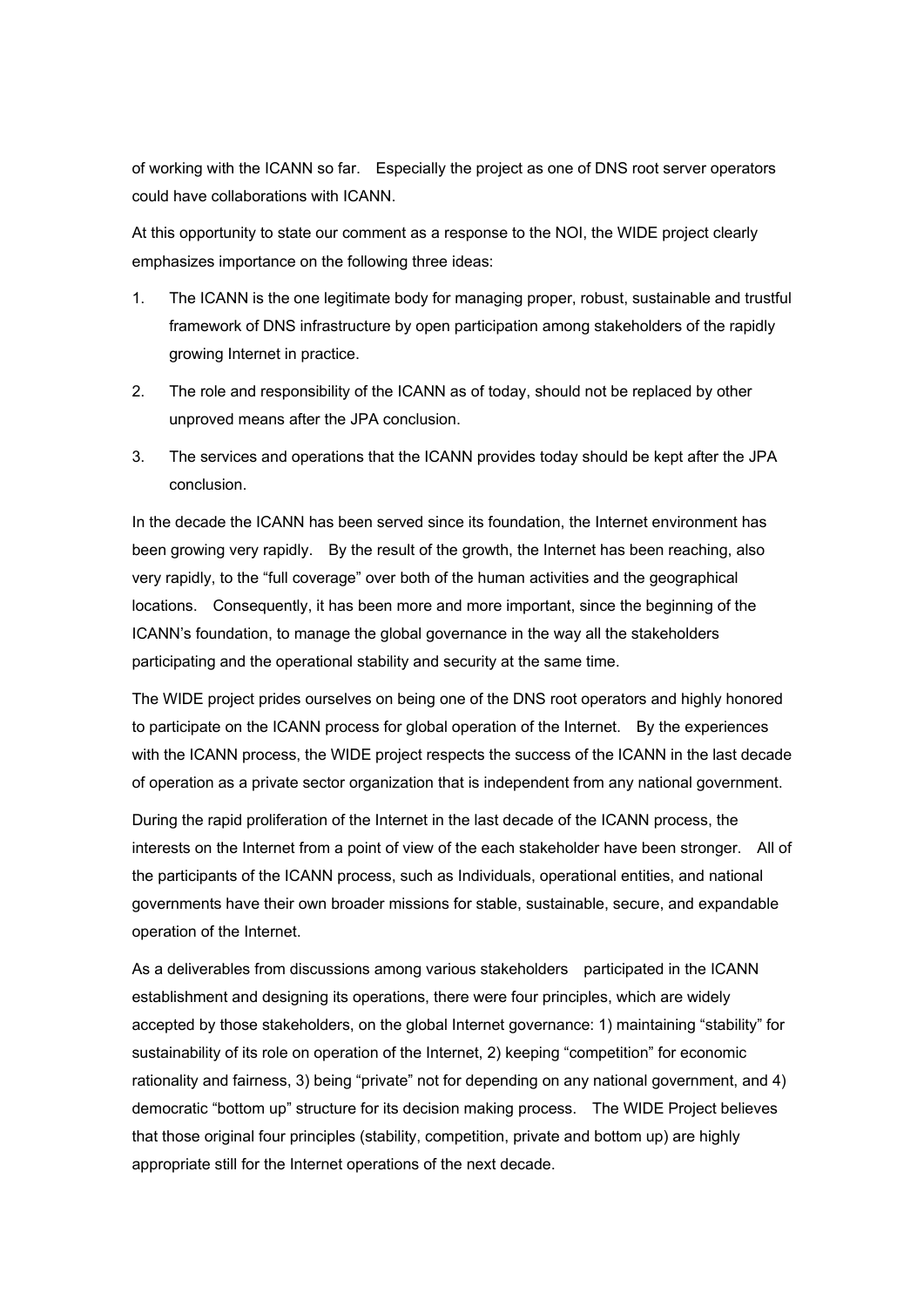of working with the ICANN so far. Especially the project as one of DNS root server operators could have collaborations with ICANN.

At this opportunity to state our comment as a response to the NOI, the WIDE project clearly emphasizes importance on the following three ideas:

1. The ICANN is the one legitimate body for managing proper, robust, sustainable and trustful framework of DNS infrastructure by open participation among stakeholders of the rapidly growing Internet in practice.
2. The role and responsibility of the ICANN as of today, should not be replaced by other unproved means after the JPA conclusion.
3. The services and operations that the ICANN provides today should be kept after the JPA conclusion.

In the decade the ICANN has been served since its foundation, the Internet environment has been growing very rapidly. By the result of the growth, the Internet has been reaching, also very rapidly, to the "full coverage" over both of the human activities and the geographical locations. Consequently, it has been more and more important, since the beginning of the ICANN's foundation, to manage the global governance in the way all the stakeholders participating and the operational stability and security at the same time.

The WIDE project prides ourselves on being one of the DNS root operators and highly honored to participate on the ICANN process for global operation of the Internet. By the experiences with the ICANN process, the WIDE project respects the success of the ICANN in the last decade of operation as a private sector organization that is independent from any national government.

During the rapid proliferation of the Internet in the last decade of the ICANN process, the interests on the Internet from a point of view of the each stakeholder have been stronger. All of the participants of the ICANN process, such as Individuals, operational entities, and national governments have their own broader missions for stable, sustainable, secure, and expandable operation of the Internet.

As a deliverables from discussions among various stakeholders participated in the ICANN establishment and designing its operations, there were four principles, which are widely accepted by those stakeholders, on the global Internet governance: 1) maintaining "stability" for sustainability of its role on operation of the Internet, 2) keeping "competition" for economic rationality and fairness, 3) being "private" not for depending on any national government, and 4) democratic "bottom up" structure for its decision making process. The WIDE Project believes that those original four principles (stability, competition, private and bottom up) are highly appropriate still for the Internet operations of the next decade.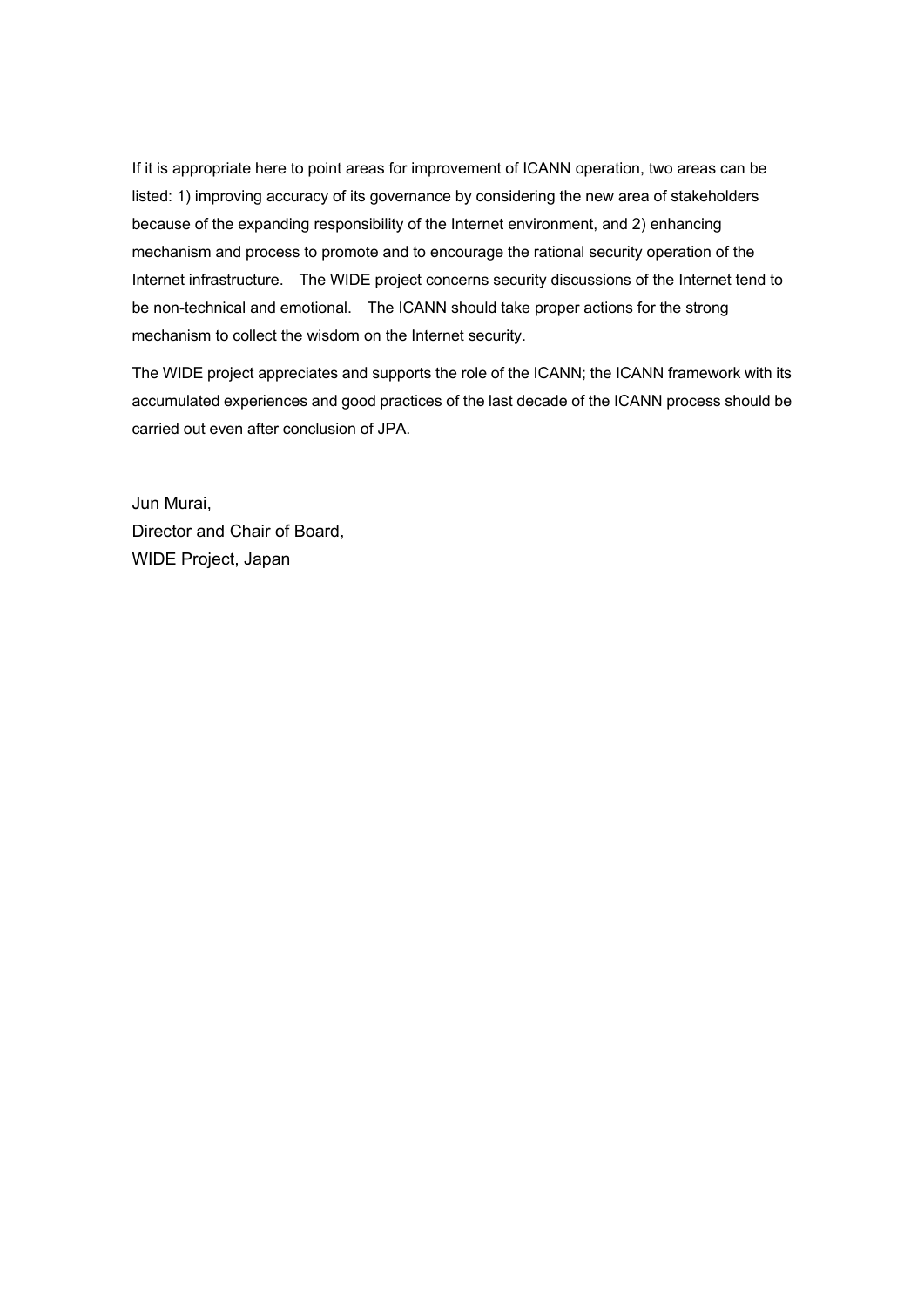If it is appropriate here to point areas for improvement of ICANN operation, two areas can be listed: 1) improving accuracy of its governance by considering the new area of stakeholders because of the expanding responsibility of the Internet environment, and 2) enhancing mechanism and process to promote and to encourage the rational security operation of the Internet infrastructure. The WIDE project concerns security discussions of the Internet tend to be non-technical and emotional. The ICANN should take proper actions for the strong mechanism to collect the wisdom on the Internet security.

The WIDE project appreciates and supports the role of the ICANN; the ICANN framework with its accumulated experiences and good practices of the last decade of the ICANN process should be carried out even after conclusion of JPA.

Jun Murai,  
Director and Chair of Board,  
WIDE Project, Japan